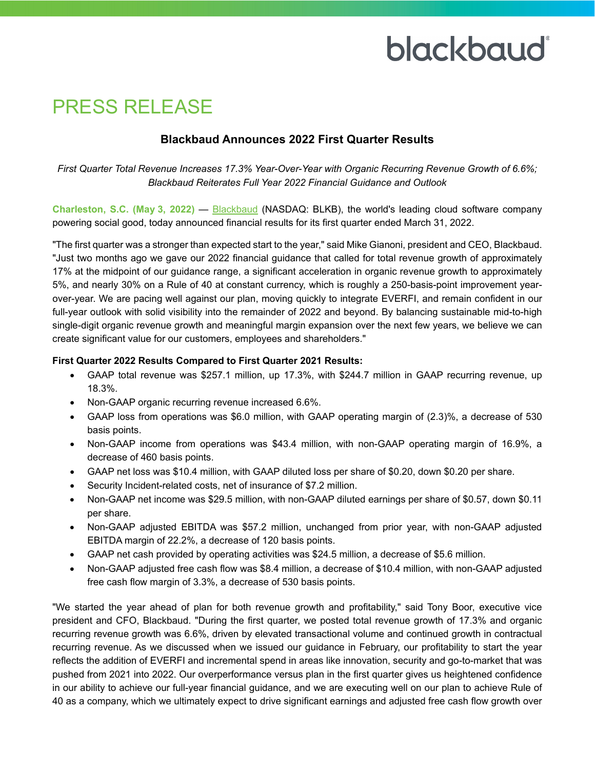# PRESS RELEASE

## Blackbaud Announces 2022 First Quarter Results

*First Quarter Total Revenue Increases 17.3% Year-Over-Year with Organic Recurring Revenue Growth of 6.6%; Blackbaud Reiterates Full Year 2022 Financial Guidance and Outlook*

**Charleston, S.C. (May 3, 2022)** — Blackbaud (NASDAQ: BLKB), the world's leading cloud software company powering social good, today announced financial results for its first quarter ended March 31, 2022.

"The first quarter was a stronger than expected start to the year," said Mike Gianoni, president and CEO, Blackbaud. "Just two months ago we gave our 2022 financial guidance that called for total revenue growth of approximately 17% at the midpoint of our guidance range, a significant acceleration in organic revenue growth to approximately 5%, and nearly 30% on a Rule of 40 at constant currency, which is roughly a 250-basis-point improvement year-over-year. We are pacing well against our plan, moving quickly to integrate EVERFI, and remain confident in our full-year outlook with solid visibility into the remainder of 2022 and beyond. By balancing sustainable mid-to-high single-digit organic revenue growth and meaningful margin expansion over the next few years, we believe we can create significant value for our customers, employees and shareholders."

**First Quarter 2022 Results Compared to First Quarter 2021 Results:**

- GAAP total revenue was $257.1 million, up 17.3%, with $244.7 million in GAAP recurring revenue, up 18.3%.
- Non-GAAP organic recurring revenue increased 6.6%.
- GAAP loss from operations was $6.0 million, with GAAP operating margin of (2.3)%, a decrease of 530 basis points.
- Non-GAAP income from operations was $43.4 million, with non-GAAP operating margin of 16.9%, a decrease of 460 basis points.
- GAAP net loss was $10.4 million, with GAAP diluted loss per share of $0.20, down $0.20 per share.
- Security Incident-related costs, net of insurance of $7.2 million.
- Non-GAAP net income was $29.5 million, with non-GAAP diluted earnings per share of $0.57, down $0.11 per share.
- Non-GAAP adjusted EBITDA was $57.2 million, unchanged from prior year, with non-GAAP adjusted EBITDA margin of 22.2%, a decrease of 120 basis points.
- GAAP net cash provided by operating activities was $24.5 million, a decrease of $5.6 million.
- Non-GAAP adjusted free cash flow was $8.4 million, a decrease of $10.4 million, with non-GAAP adjusted free cash flow margin of 3.3%, a decrease of 530 basis points.

"We started the year ahead of plan for both revenue growth and profitability," said Tony Boor, executive vice president and CFO, Blackbaud. "During the first quarter, we posted total revenue growth of 17.3% and organic recurring revenue growth was 6.6%, driven by elevated transactional volume and continued growth in contractual recurring revenue. As we discussed when we issued our guidance in February, our profitability to start the year reflects the addition of EVERFI and incremental spend in areas like innovation, security and go-to-market that was pushed from 2021 into 2022. Our overperformance versus plan in the first quarter gives us heightened confidence in our ability to achieve our full-year financial guidance, and we are executing well on our plan to achieve Rule of 40 as a company, which we ultimately expect to drive significant earnings and adjusted free cash flow growth over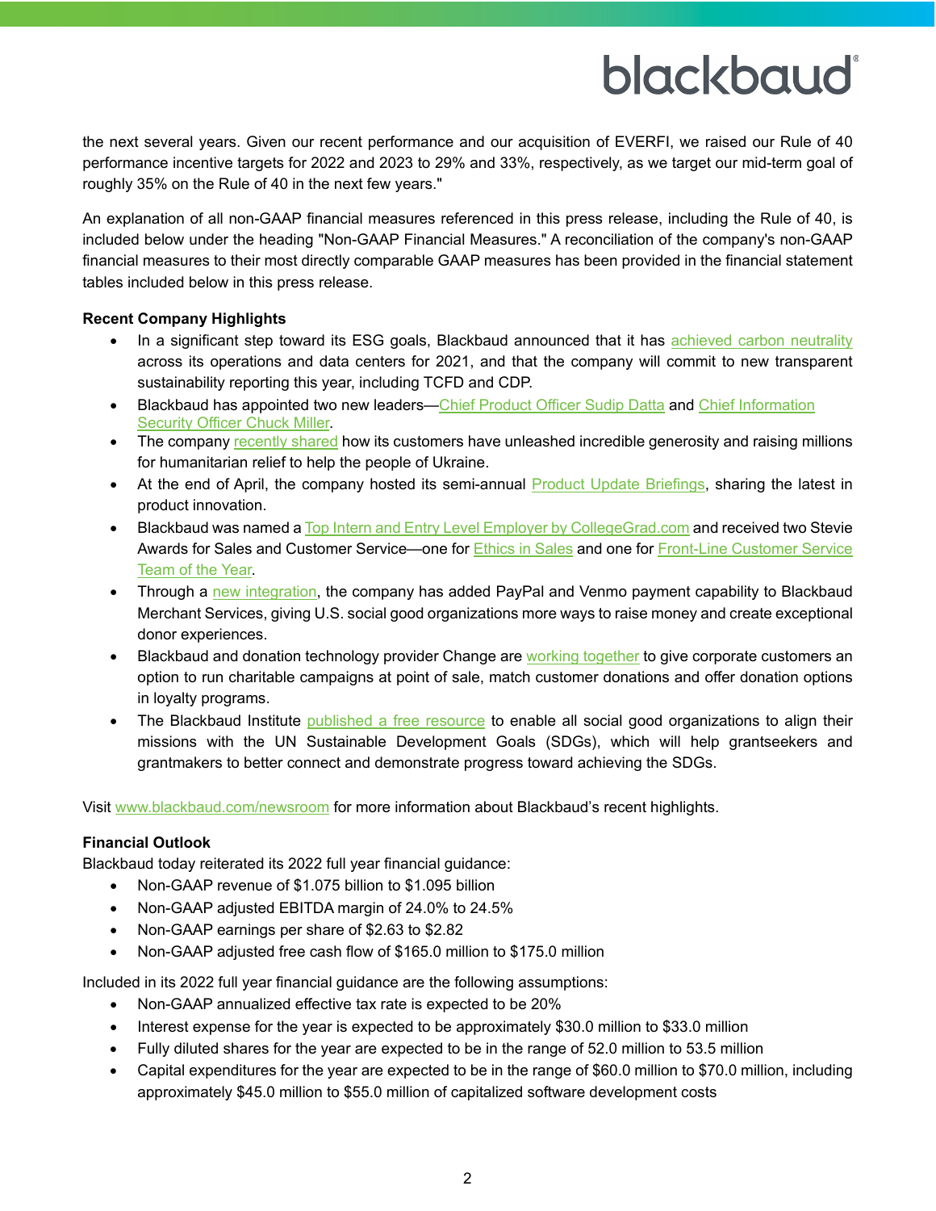the next several years. Given our recent performance and our acquisition of EVERFI, we raised our Rule of 40 performance incentive targets for 2022 and 2023 to 29% and 33%, respectively, as we target our mid-term goal of roughly 35% on the Rule of 40 in the next few years."

An explanation of all non-GAAP financial measures referenced in this press release, including the Rule of 40, is included below under the heading "Non-GAAP Financial Measures." A reconciliation of the company's non-GAAP financial measures to their most directly comparable GAAP measures has been provided in the financial statement tables included below in this press release.

**Recent Company Highlights**

- In a significant step toward its ESG goals, Blackbaud announced that it has achieved carbon neutrality across its operations and data centers for 2021, and that the company will commit to new transparent sustainability reporting this year, including TCFD and CDP.
- Blackbaud has appointed two new leaders—Chief Product Officer Sudip Datta and Chief Information Security Officer Chuck Miller.
- The company recently shared how its customers have unleashed incredible generosity and raising millions for humanitarian relief to help the people of Ukraine.
- At the end of April, the company hosted its semi-annual Product Update Briefings, sharing the latest in product innovation.
- Blackbaud was named a Top Intern and Entry Level Employer by CollegeGrad.com and received two Stevie Awards for Sales and Customer Service—one for Ethics in Sales and one for Front-Line Customer Service Team of the Year.
- Through a new integration, the company has added PayPal and Venmo payment capability to Blackbaud Merchant Services, giving U.S. social good organizations more ways to raise money and create exceptional donor experiences.
- Blackbaud and donation technology provider Change are working together to give corporate customers an option to run charitable campaigns at point of sale, match customer donations and offer donation options in loyalty programs.
- The Blackbaud Institute published a free resource to enable all social good organizations to align their missions with the UN Sustainable Development Goals (SDGs), which will help grantseekers and grantmakers to better connect and demonstrate progress toward achieving the SDGs.

Visit www.blackbaud.com/newsroom for more information about Blackbaud's recent highlights.

**Financial Outlook**

Blackbaud today reiterated its 2022 full year financial guidance:

- Non-GAAP revenue of $1.075 billion to $1.095 billion
- Non-GAAP adjusted EBITDA margin of 24.0% to 24.5%
- Non-GAAP earnings per share of $2.63 to $2.82
- Non-GAAP adjusted free cash flow of $165.0 million to $175.0 million

Included in its 2022 full year financial guidance are the following assumptions:

- Non-GAAP annualized effective tax rate is expected to be 20%
- Interest expense for the year is expected to be approximately $30.0 million to $33.0 million
- Fully diluted shares for the year are expected to be in the range of 52.0 million to 53.5 million
- Capital expenditures for the year are expected to be in the range of $60.0 million to $70.0 million, including approximately $45.0 million to $55.0 million of capitalized software development costs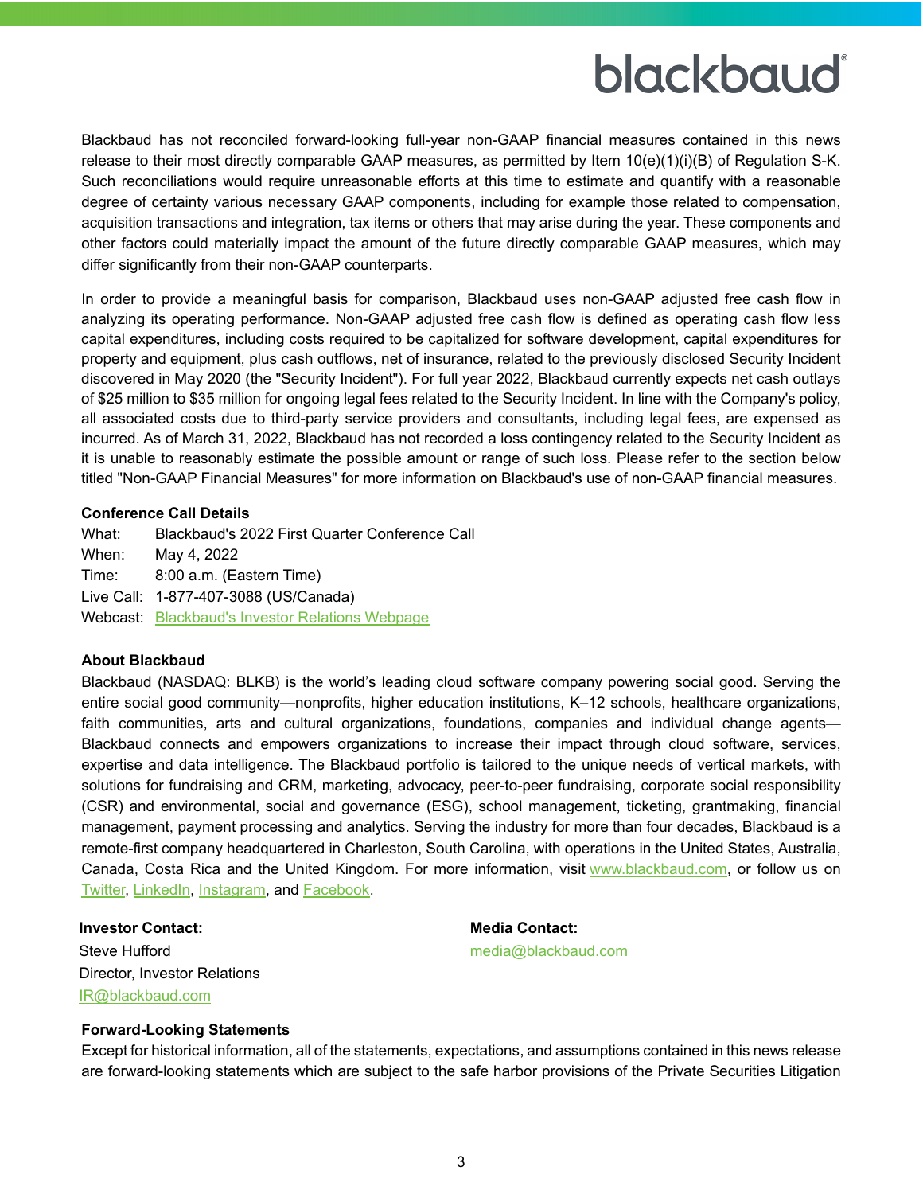Blackbaud has not reconciled forward-looking full-year non-GAAP financial measures contained in this news release to their most directly comparable GAAP measures, as permitted by Item 10(e)(1)(i)(B) of Regulation S-K. Such reconciliations would require unreasonable efforts at this time to estimate and quantify with a reasonable degree of certainty various necessary GAAP components, including for example those related to compensation, acquisition transactions and integration, tax items or others that may arise during the year. These components and other factors could materially impact the amount of the future directly comparable GAAP measures, which may differ significantly from their non-GAAP counterparts.

In order to provide a meaningful basis for comparison, Blackbaud uses non-GAAP adjusted free cash flow in analyzing its operating performance. Non-GAAP adjusted free cash flow is defined as operating cash flow less capital expenditures, including costs required to be capitalized for software development, capital expenditures for property and equipment, plus cash outflows, net of insurance, related to the previously disclosed Security Incident discovered in May 2020 (the "Security Incident"). For full year 2022, Blackbaud currently expects net cash outlays of $25 million to $35 million for ongoing legal fees related to the Security Incident. In line with the Company's policy, all associated costs due to third-party service providers and consultants, including legal fees, are expensed as incurred. As of March 31, 2022, Blackbaud has not recorded a loss contingency related to the Security Incident as it is unable to reasonably estimate the possible amount or range of such loss. Please refer to the section below titled "Non-GAAP Financial Measures" for more information on Blackbaud's use of non-GAAP financial measures.

**Conference Call Details**

What: Blackbaud's 2022 First Quarter Conference Call
When: May 4, 2022
Time: 8:00 a.m. (Eastern Time)
Live Call: 1-877-407-3088 (US/Canada)
Webcast: Blackbaud's Investor Relations Webpage

**About Blackbaud**

Blackbaud (NASDAQ: BLKB) is the world's leading cloud software company powering social good. Serving the entire social good community—nonprofits, higher education institutions, K–12 schools, healthcare organizations, faith communities, arts and cultural organizations, foundations, companies and individual change agents—Blackbaud connects and empowers organizations to increase their impact through cloud software, services, expertise and data intelligence. The Blackbaud portfolio is tailored to the unique needs of vertical markets, with solutions for fundraising and CRM, marketing, advocacy, peer-to-peer fundraising, corporate social responsibility (CSR) and environmental, social and governance (ESG), school management, ticketing, grantmaking, financial management, payment processing and analytics. Serving the industry for more than four decades, Blackbaud is a remote-first company headquartered in Charleston, South Carolina, with operations in the United States, Australia, Canada, Costa Rica and the United Kingdom. For more information, visit www.blackbaud.com, or follow us on Twitter, LinkedIn, Instagram, and Facebook.

**Investor Contact:**
Steve Hufford
Director, Investor Relations
IR@blackbaud.com

**Media Contact:**
media@blackbaud.com

**Forward-Looking Statements**

Except for historical information, all of the statements, expectations, and assumptions contained in this news release are forward-looking statements which are subject to the safe harbor provisions of the Private Securities Litigation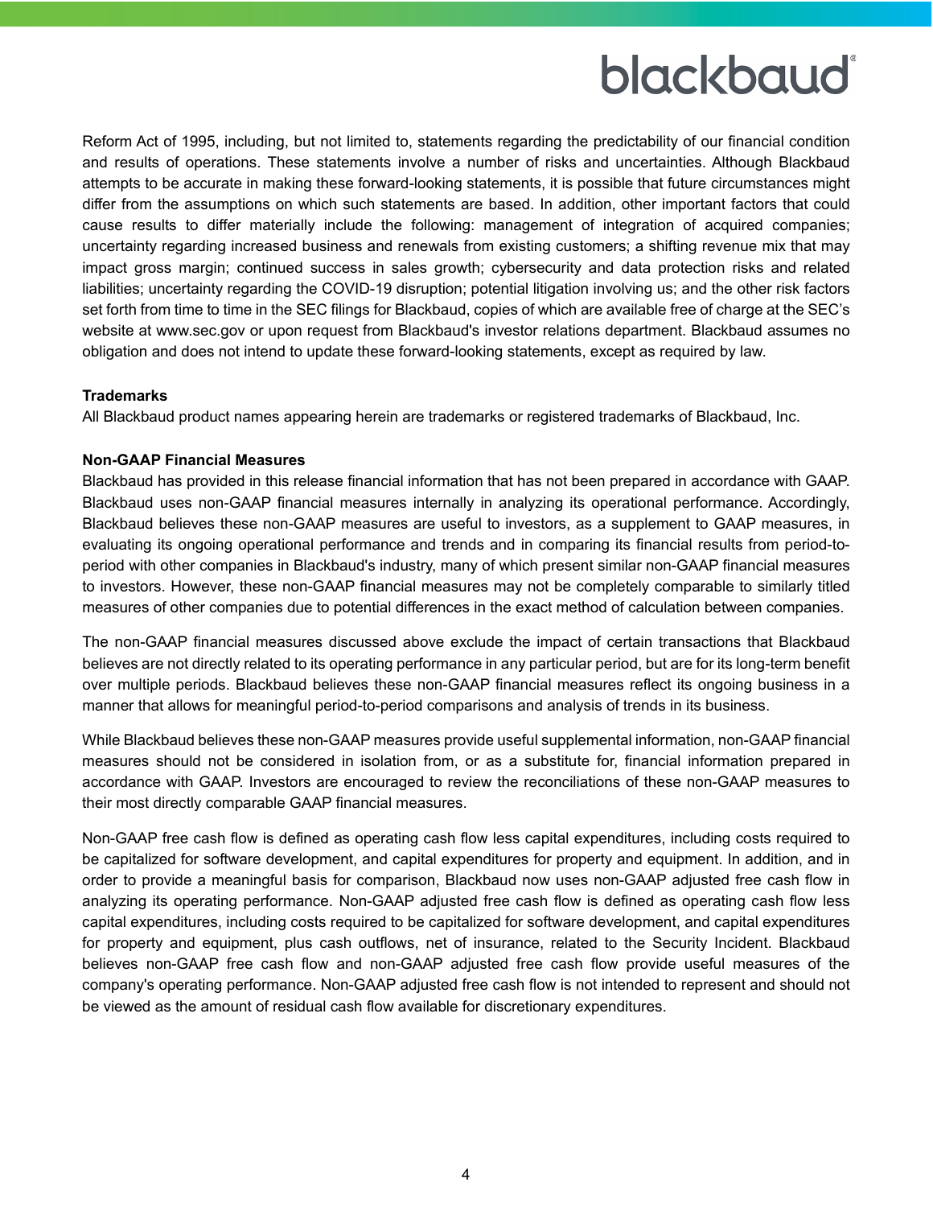Reform Act of 1995, including, but not limited to, statements regarding the predictability of our financial condition and results of operations. These statements involve a number of risks and uncertainties. Although Blackbaud attempts to be accurate in making these forward-looking statements, it is possible that future circumstances might differ from the assumptions on which such statements are based. In addition, other important factors that could cause results to differ materially include the following: management of integration of acquired companies; uncertainty regarding increased business and renewals from existing customers; a shifting revenue mix that may impact gross margin; continued success in sales growth; cybersecurity and data protection risks and related liabilities; uncertainty regarding the COVID-19 disruption; potential litigation involving us; and the other risk factors set forth from time to time in the SEC filings for Blackbaud, copies of which are available free of charge at the SEC's website at www.sec.gov or upon request from Blackbaud's investor relations department. Blackbaud assumes no obligation and does not intend to update these forward-looking statements, except as required by law.

**Trademarks**

All Blackbaud product names appearing herein are trademarks or registered trademarks of Blackbaud, Inc.

**Non-GAAP Financial Measures**

Blackbaud has provided in this release financial information that has not been prepared in accordance with GAAP. Blackbaud uses non-GAAP financial measures internally in analyzing its operational performance. Accordingly, Blackbaud believes these non-GAAP measures are useful to investors, as a supplement to GAAP measures, in evaluating its ongoing operational performance and trends and in comparing its financial results from period-to-period with other companies in Blackbaud's industry, many of which present similar non-GAAP financial measures to investors. However, these non-GAAP financial measures may not be completely comparable to similarly titled measures of other companies due to potential differences in the exact method of calculation between companies.

The non-GAAP financial measures discussed above exclude the impact of certain transactions that Blackbaud believes are not directly related to its operating performance in any particular period, but are for its long-term benefit over multiple periods. Blackbaud believes these non-GAAP financial measures reflect its ongoing business in a manner that allows for meaningful period-to-period comparisons and analysis of trends in its business.

While Blackbaud believes these non-GAAP measures provide useful supplemental information, non-GAAP financial measures should not be considered in isolation from, or as a substitute for, financial information prepared in accordance with GAAP. Investors are encouraged to review the reconciliations of these non-GAAP measures to their most directly comparable GAAP financial measures.

Non-GAAP free cash flow is defined as operating cash flow less capital expenditures, including costs required to be capitalized for software development, and capital expenditures for property and equipment. In addition, and in order to provide a meaningful basis for comparison, Blackbaud now uses non-GAAP adjusted free cash flow in analyzing its operating performance. Non-GAAP adjusted free cash flow is defined as operating cash flow less capital expenditures, including costs required to be capitalized for software development, and capital expenditures for property and equipment, plus cash outflows, net of insurance, related to the Security Incident. Blackbaud believes non-GAAP free cash flow and non-GAAP adjusted free cash flow provide useful measures of the company's operating performance. Non-GAAP adjusted free cash flow is not intended to represent and should not be viewed as the amount of residual cash flow available for discretionary expenditures.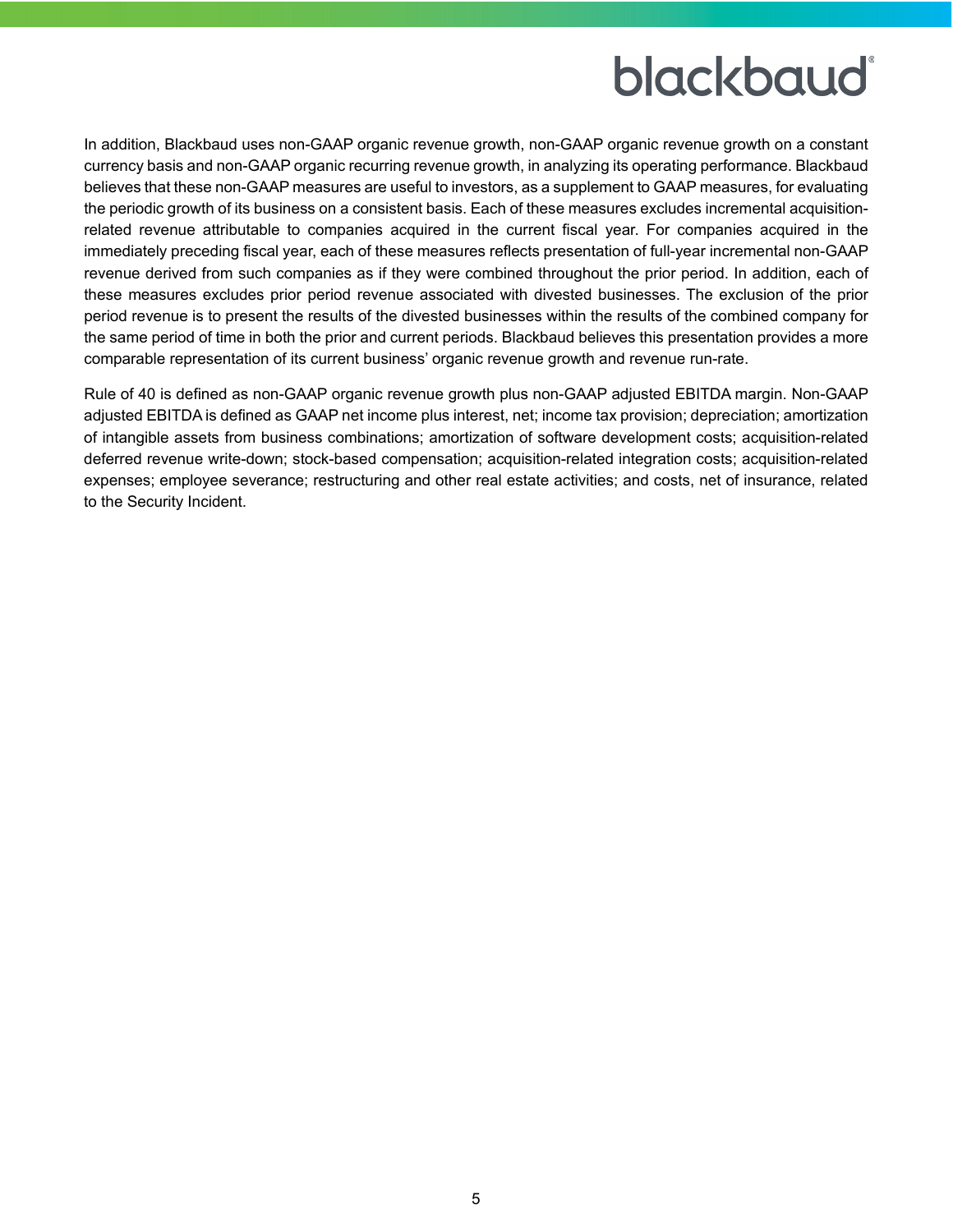In addition, Blackbaud uses non-GAAP organic revenue growth, non-GAAP organic revenue growth on a constant currency basis and non-GAAP organic recurring revenue growth, in analyzing its operating performance. Blackbaud believes that these non-GAAP measures are useful to investors, as a supplement to GAAP measures, for evaluating the periodic growth of its business on a consistent basis. Each of these measures excludes incremental acquisition-related revenue attributable to companies acquired in the current fiscal year. For companies acquired in the immediately preceding fiscal year, each of these measures reflects presentation of full-year incremental non-GAAP revenue derived from such companies as if they were combined throughout the prior period. In addition, each of these measures excludes prior period revenue associated with divested businesses. The exclusion of the prior period revenue is to present the results of the divested businesses within the results of the combined company for the same period of time in both the prior and current periods. Blackbaud believes this presentation provides a more comparable representation of its current business' organic revenue growth and revenue run-rate.

Rule of 40 is defined as non-GAAP organic revenue growth plus non-GAAP adjusted EBITDA margin. Non-GAAP adjusted EBITDA is defined as GAAP net income plus interest, net; income tax provision; depreciation; amortization of intangible assets from business combinations; amortization of software development costs; acquisition-related deferred revenue write-down; stock-based compensation; acquisition-related integration costs; acquisition-related expenses; employee severance; restructuring and other real estate activities; and costs, net of insurance, related to the Security Incident.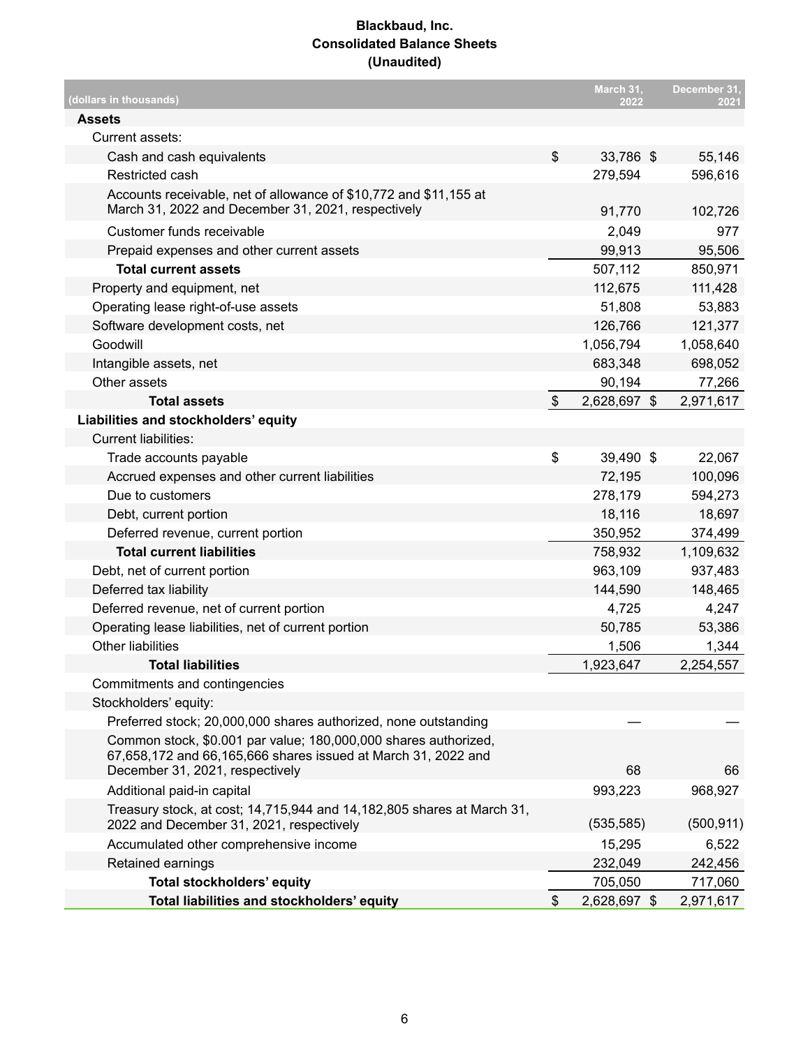# Blackbaud, Inc.
## Consolidated Balance Sheets
## (Unaudited)

| (dollars in thousands) | March 31, 2022 | December 31, 2021 |
|---|---|---|
| **Assets** | | |
| Current assets: | | |
| Cash and cash equivalents | $ 33,786 | $ 55,146 |
| Restricted cash | 279,594 | 596,616 |
| Accounts receivable, net of allowance of $10,772 and $11,155 at March 31, 2022 and December 31, 2021, respectively | 91,770 | 102,726 |
| Customer funds receivable | 2,049 | 977 |
| Prepaid expenses and other current assets | 99,913 | 95,506 |
| **Total current assets** | 507,112 | 850,971 |
| Property and equipment, net | 112,675 | 111,428 |
| Operating lease right-of-use assets | 51,808 | 53,883 |
| Software development costs, net | 126,766 | 121,377 |
| Goodwill | 1,056,794 | 1,058,640 |
| Intangible assets, net | 683,348 | 698,052 |
| Other assets | 90,194 | 77,266 |
| **Total assets** | $ 2,628,697 | $ 2,971,617 |
| **Liabilities and stockholders' equity** | | |
| Current liabilities: | | |
| Trade accounts payable | $ 39,490 | $ 22,067 |
| Accrued expenses and other current liabilities | 72,195 | 100,096 |
| Due to customers | 278,179 | 594,273 |
| Debt, current portion | 18,116 | 18,697 |
| Deferred revenue, current portion | 350,952 | 374,499 |
| **Total current liabilities** | 758,932 | 1,109,632 |
| Debt, net of current portion | 963,109 | 937,483 |
| Deferred tax liability | 144,590 | 148,465 |
| Deferred revenue, net of current portion | 4,725 | 4,247 |
| Operating lease liabilities, net of current portion | 50,785 | 53,386 |
| Other liabilities | 1,506 | 1,344 |
| **Total liabilities** | 1,923,647 | 2,254,557 |
| Commitments and contingencies | | |
| Stockholders' equity: | | |
| Preferred stock; 20,000,000 shares authorized, none outstanding | — | — |
| Common stock, $0.001 par value; 180,000,000 shares authorized, 67,658,172 and 66,165,666 shares issued at March 31, 2022 and December 31, 2021, respectively | 68 | 66 |
| Additional paid-in capital | 993,223 | 968,927 |
| Treasury stock, at cost; 14,715,944 and 14,182,805 shares at March 31, 2022 and December 31, 2021, respectively | (535,585) | (500,911) |
| Accumulated other comprehensive income | 15,295 | 6,522 |
| Retained earnings | 232,049 | 242,456 |
| **Total stockholders' equity** | 705,050 | 717,060 |
| **Total liabilities and stockholders' equity** | $ 2,628,697 | $ 2,971,617 |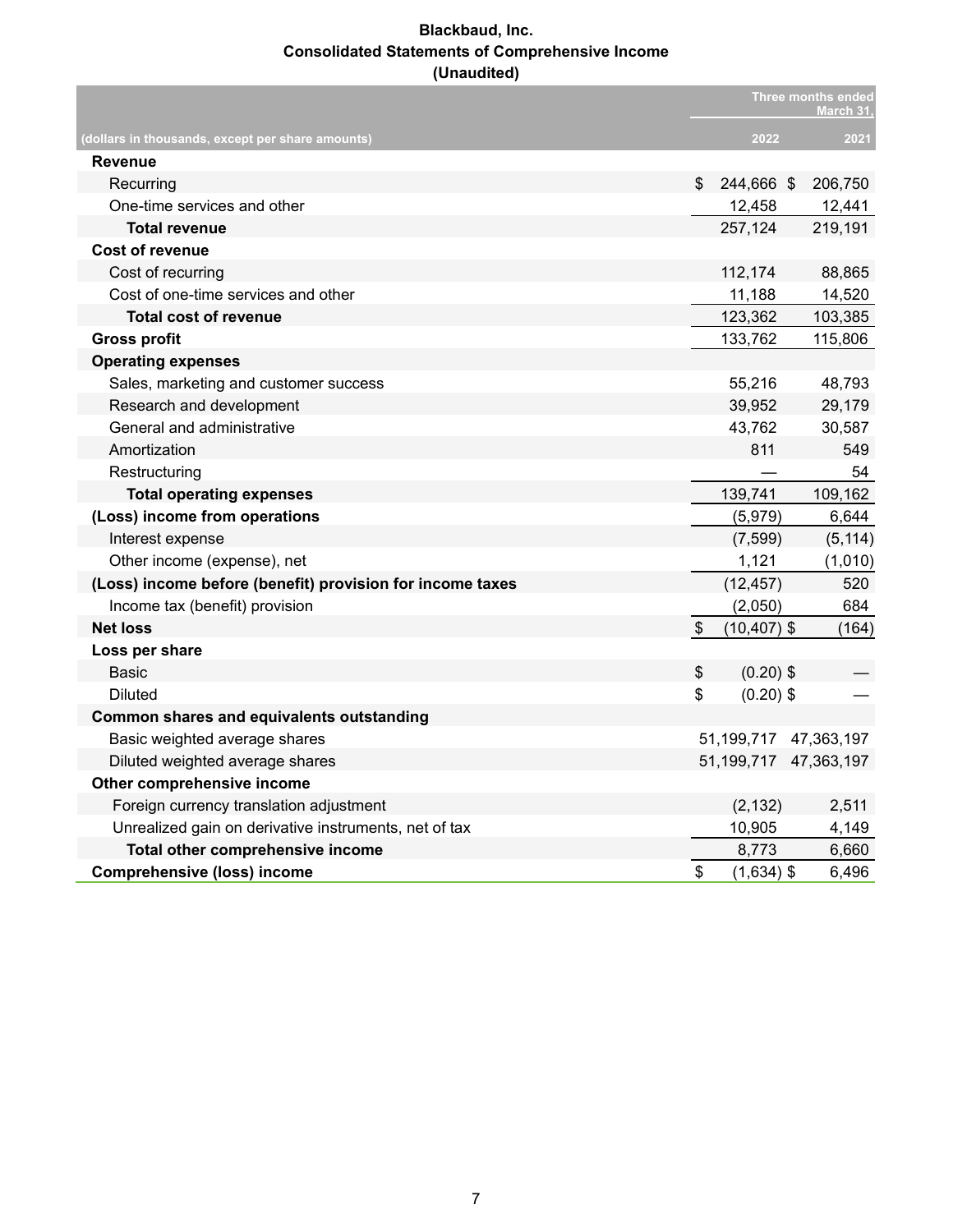# Blackbaud, Inc.
## Consolidated Statements of Comprehensive Income
### (Unaudited)

| (dollars in thousands, except per share amounts) | Three months ended March 31, 2022 | 2021 |
|---|---|---|
| **Revenue** | | |
| Recurring | $ 244,666 | $ 206,750 |
| One-time services and other | 12,458 | 12,441 |
| **Total revenue** | 257,124 | 219,191 |
| **Cost of revenue** | | |
| Cost of recurring | 112,174 | 88,865 |
| Cost of one-time services and other | 11,188 | 14,520 |
| **Total cost of revenue** | 123,362 | 103,385 |
| **Gross profit** | 133,762 | 115,806 |
| **Operating expenses** | | |
| Sales, marketing and customer success | 55,216 | 48,793 |
| Research and development | 39,952 | 29,179 |
| General and administrative | 43,762 | 30,587 |
| Amortization | 811 | 549 |
| Restructuring | — | 54 |
| **Total operating expenses** | 139,741 | 109,162 |
| **(Loss) income from operations** | (5,979) | 6,644 |
| Interest expense | (7,599) | (5,114) |
| Other income (expense), net | 1,121 | (1,010) |
| **(Loss) income before (benefit) provision for income taxes** | (12,457) | 520 |
| Income tax (benefit) provision | (2,050) | 684 |
| **Net loss** | $ (10,407) | $ (164) |
| **Loss per share** | | |
| Basic | $ (0.20) | $ — |
| Diluted | $ (0.20) | $ — |
| **Common shares and equivalents outstanding** | | |
| Basic weighted average shares | 51,199,717 | 47,363,197 |
| Diluted weighted average shares | 51,199,717 | 47,363,197 |
| **Other comprehensive income** | | |
| Foreign currency translation adjustment | (2,132) | 2,511 |
| Unrealized gain on derivative instruments, net of tax | 10,905 | 4,149 |
| **Total other comprehensive income** | 8,773 | 6,660 |
| **Comprehensive (loss) income** | $ (1,634) | $ 6,496 |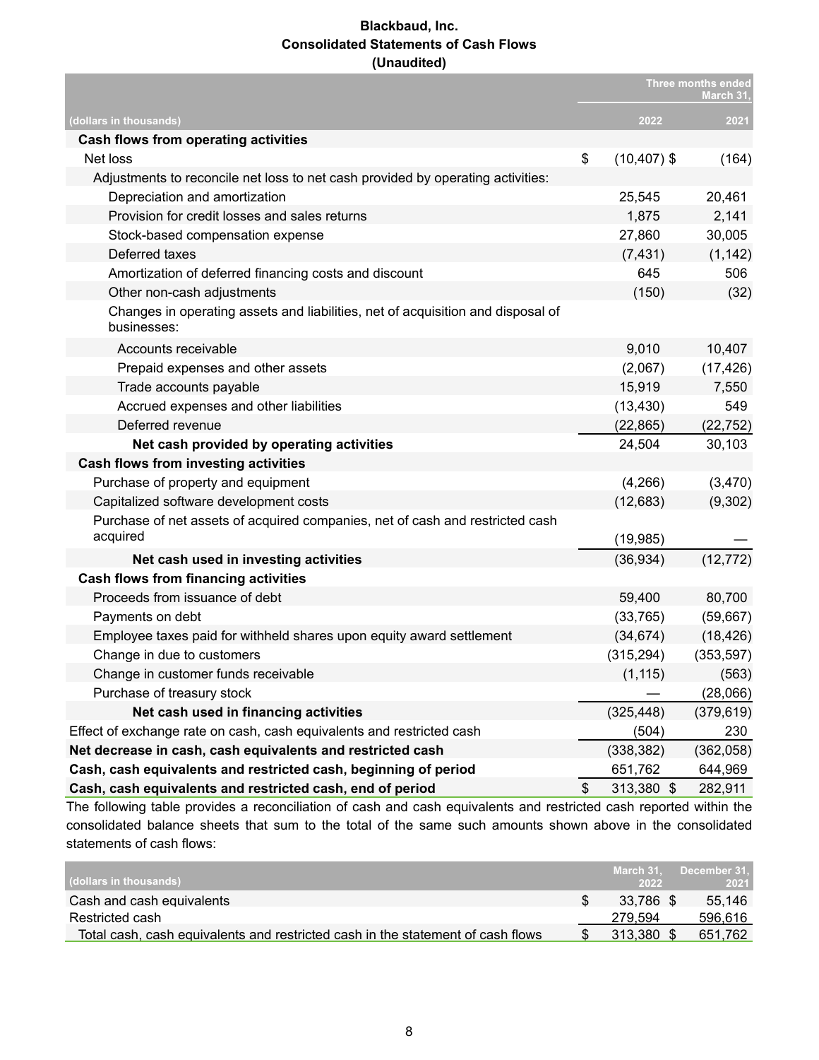# Blackbaud, Inc.
## Consolidated Statements of Cash Flows
### (Unaudited)

| (dollars in thousands) | Three months ended March 31, 2022 | 2021 |
|---|---|---|
| **Cash flows from operating activities** | | |
| Net loss | $ (10,407) | $ (164) |
| Adjustments to reconcile net loss to net cash provided by operating activities: | | |
| Depreciation and amortization | 25,545 | 20,461 |
| Provision for credit losses and sales returns | 1,875 | 2,141 |
| Stock-based compensation expense | 27,860 | 30,005 |
| Deferred taxes | (7,431) | (1,142) |
| Amortization of deferred financing costs and discount | 645 | 506 |
| Other non-cash adjustments | (150) | (32) |
| Changes in operating assets and liabilities, net of acquisition and disposal of businesses: | | |
| Accounts receivable | 9,010 | 10,407 |
| Prepaid expenses and other assets | (2,067) | (17,426) |
| Trade accounts payable | 15,919 | 7,550 |
| Accrued expenses and other liabilities | (13,430) | 549 |
| Deferred revenue | (22,865) | (22,752) |
| **Net cash provided by operating activities** | 24,504 | 30,103 |
| **Cash flows from investing activities** | | |
| Purchase of property and equipment | (4,266) | (3,470) |
| Capitalized software development costs | (12,683) | (9,302) |
| Purchase of net assets of acquired companies, net of cash and restricted cash acquired | (19,985) | — |
| **Net cash used in investing activities** | (36,934) | (12,772) |
| **Cash flows from financing activities** | | |
| Proceeds from issuance of debt | 59,400 | 80,700 |
| Payments on debt | (33,765) | (59,667) |
| Employee taxes paid for withheld shares upon equity award settlement | (34,674) | (18,426) |
| Change in due to customers | (315,294) | (353,597) |
| Change in customer funds receivable | (1,115) | (563) |
| Purchase of treasury stock | — | (28,066) |
| **Net cash used in financing activities** | (325,448) | (379,619) |
| Effect of exchange rate on cash, cash equivalents and restricted cash | (504) | 230 |
| **Net decrease in cash, cash equivalents and restricted cash** | (338,382) | (362,058) |
| **Cash, cash equivalents and restricted cash, beginning of period** | 651,762 | 644,969 |
| **Cash, cash equivalents and restricted cash, end of period** | $ 313,380 | $ 282,911 |

The following table provides a reconciliation of cash and cash equivalents and restricted cash reported within the consolidated balance sheets that sum to the total of the same such amounts shown above in the consolidated statements of cash flows:

| (dollars in thousands) | March 31, 2022 | December 31, 2021 |
|---|---|---|
| Cash and cash equivalents | $ 33,786 | $ 55,146 |
| Restricted cash | 279,594 | 596,616 |
| Total cash, cash equivalents and restricted cash in the statement of cash flows | $ 313,380 | $ 651,762 |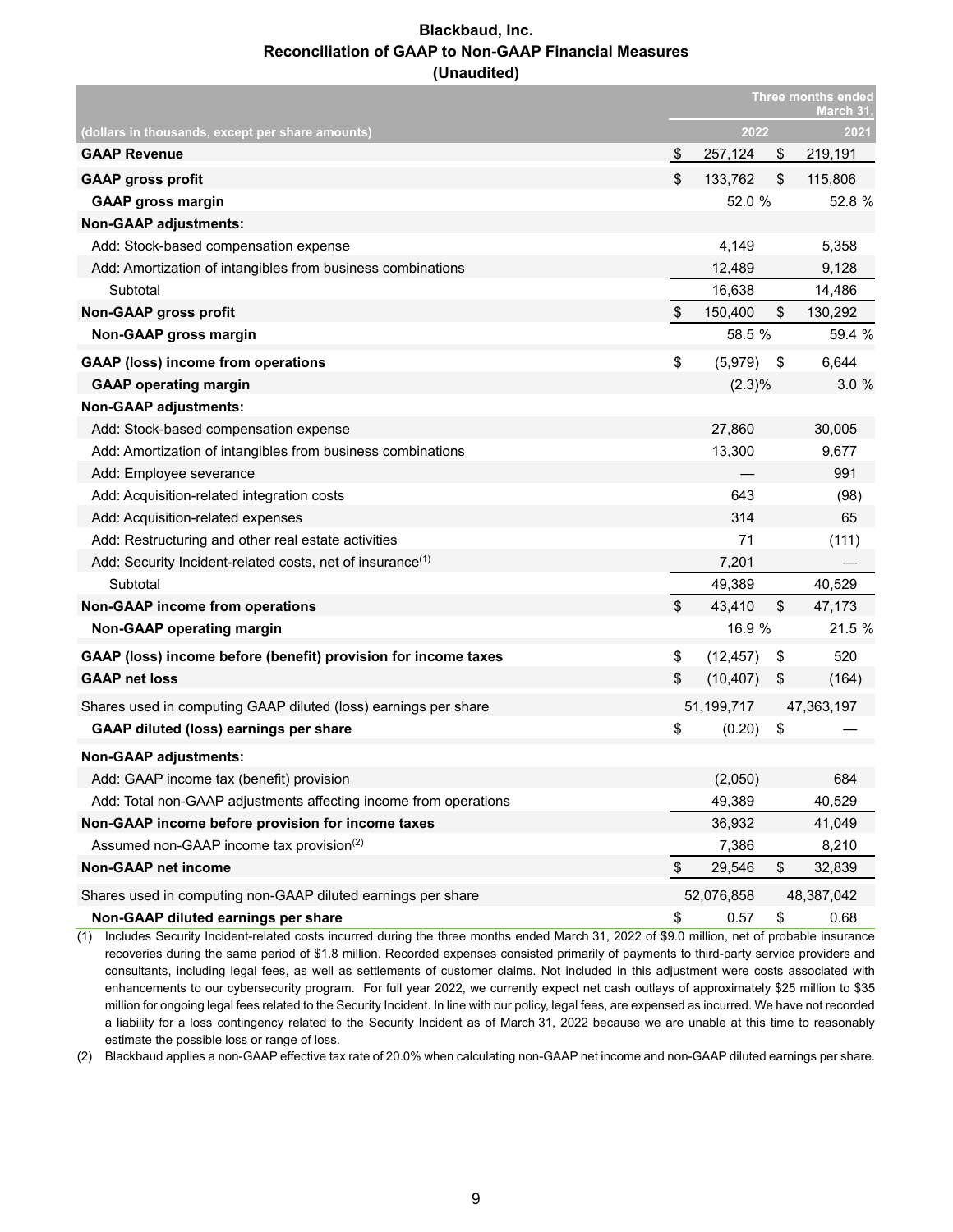# Blackbaud, Inc.
## Reconciliation of GAAP to Non-GAAP Financial Measures
### (Unaudited)

| | Three months ended March 31, | |
|---|---|---|
| (dollars in thousands, except per share amounts) | 2022 | 2021 |
| **GAAP Revenue** | $ 257,124 | $ 219,191 |
| **GAAP gross profit** | $ 133,762 | $ 115,806 |
| **GAAP gross margin** | 52.0 % | 52.8 % |
| **Non-GAAP adjustments:** | | |
| Add: Stock-based compensation expense | 4,149 | 5,358 |
| Add: Amortization of intangibles from business combinations | 12,489 | 9,128 |
| Subtotal | 16,638 | 14,486 |
| **Non-GAAP gross profit** | $ 150,400 | $ 130,292 |
| **Non-GAAP gross margin** | 58.5 % | 59.4 % |
| **GAAP (loss) income from operations** | $ (5,979) | $ 6,644 |
| **GAAP operating margin** | (2.3)% | 3.0 % |
| **Non-GAAP adjustments:** | | |
| Add: Stock-based compensation expense | 27,860 | 30,005 |
| Add: Amortization of intangibles from business combinations | 13,300 | 9,677 |
| Add: Employee severance | — | 991 |
| Add: Acquisition-related integration costs | 643 | (98) |
| Add: Acquisition-related expenses | 314 | 65 |
| Add: Restructuring and other real estate activities | 71 | (111) |
| Add: Security Incident-related costs, net of insurance[(1)] | 7,201 | — |
| Subtotal | 49,389 | 40,529 |
| **Non-GAAP income from operations** | $ 43,410 | $ 47,173 |
| **Non-GAAP operating margin** | 16.9 % | 21.5 % |
| **GAAP (loss) income before (benefit) provision for income taxes** | $ (12,457) | $ 520 |
| **GAAP net loss** | $ (10,407) | $ (164) |
| Shares used in computing GAAP diluted (loss) earnings per share | 51,199,717 | 47,363,197 |
| **GAAP diluted (loss) earnings per share** | $ (0.20) | $ — |
| **Non-GAAP adjustments:** | | |
| Add: GAAP income tax (benefit) provision | (2,050) | 684 |
| Add: Total non-GAAP adjustments affecting income from operations | 49,389 | 40,529 |
| **Non-GAAP income before provision for income taxes** | 36,932 | 41,049 |
| Assumed non-GAAP income tax provision[(2)] | 7,386 | 8,210 |
| **Non-GAAP net income** | $ 29,546 | $ 32,839 |
| Shares used in computing non-GAAP diluted earnings per share | 52,076,858 | 48,387,042 |
| **Non-GAAP diluted earnings per share** | $ 0.57 | $ 0.68 |

(1) Includes Security Incident-related costs incurred during the three months ended March 31, 2022 of $9.0 million, net of probable insurance recoveries during the same period of $1.8 million. Recorded expenses consisted primarily of payments to third-party service providers and consultants, including legal fees, as well as settlements of customer claims. Not included in this adjustment were costs associated with enhancements to our cybersecurity program. For full year 2022, we currently expect net cash outlays of approximately $25 million to $35 million for ongoing legal fees related to the Security Incident. In line with our policy, legal fees, are expensed as incurred. We have not recorded a liability for a loss contingency related to the Security Incident as of March 31, 2022 because we are unable at this time to reasonably estimate the possible loss or range of loss.

(2) Blackbaud applies a non-GAAP effective tax rate of 20.0% when calculating non-GAAP net income and non-GAAP diluted earnings per share.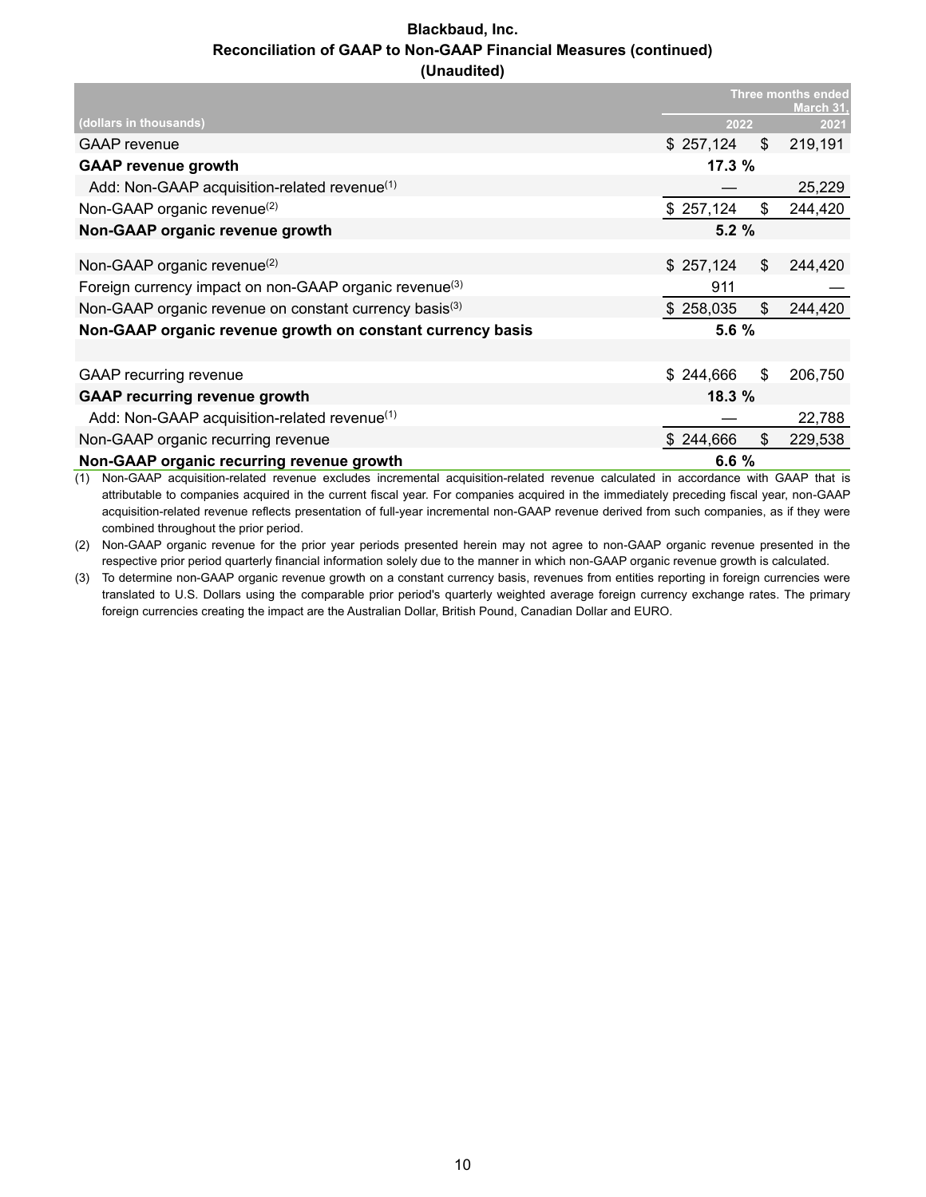**Blackbaud, Inc.**
**Reconciliation of GAAP to Non-GAAP Financial Measures (continued)**
**(Unaudited)**

| (dollars in thousands) | Three months ended March 31, 2022 | 2021 |
|---|---|---|
| GAAP revenue | $ 257,124 | $ 219,191 |
| **GAAP revenue growth** | **17.3 %** | |
| Add: Non-GAAP acquisition-related revenue(1) | — | 25,229 |
| Non-GAAP organic revenue(2) | $ 257,124 | $ 244,420 |
| **Non-GAAP organic revenue growth** | **5.2 %** | |
| | | |
| Non-GAAP organic revenue(2) | $ 257,124 | $ 244,420 |
| Foreign currency impact on non-GAAP organic revenue(3) | 911 | — |
| Non-GAAP organic revenue on constant currency basis(3) | $ 258,035 | $ 244,420 |
| **Non-GAAP organic revenue growth on constant currency basis** | **5.6 %** | |
| | | |
| GAAP recurring revenue | $ 244,666 | $ 206,750 |
| **GAAP recurring revenue growth** | **18.3 %** | |
| Add: Non-GAAP acquisition-related revenue(1) | — | 22,788 |
| Non-GAAP organic recurring revenue | $ 244,666 | $ 229,538 |
| **Non-GAAP organic recurring revenue growth** | **6.6 %** | |

(1) Non-GAAP acquisition-related revenue excludes incremental acquisition-related revenue calculated in accordance with GAAP that is attributable to companies acquired in the current fiscal year. For companies acquired in the immediately preceding fiscal year, non-GAAP acquisition-related revenue reflects presentation of full-year incremental non-GAAP revenue derived from such companies, as if they were combined throughout the prior period.

(2) Non-GAAP organic revenue for the prior year periods presented herein may not agree to non-GAAP organic revenue presented in the respective prior period quarterly financial information solely due to the manner in which non-GAAP organic revenue growth is calculated.

(3) To determine non-GAAP organic revenue growth on a constant currency basis, revenues from entities reporting in foreign currencies were translated to U.S. Dollars using the comparable prior period's quarterly weighted average foreign currency exchange rates. The primary foreign currencies creating the impact are the Australian Dollar, British Pound, Canadian Dollar and EURO.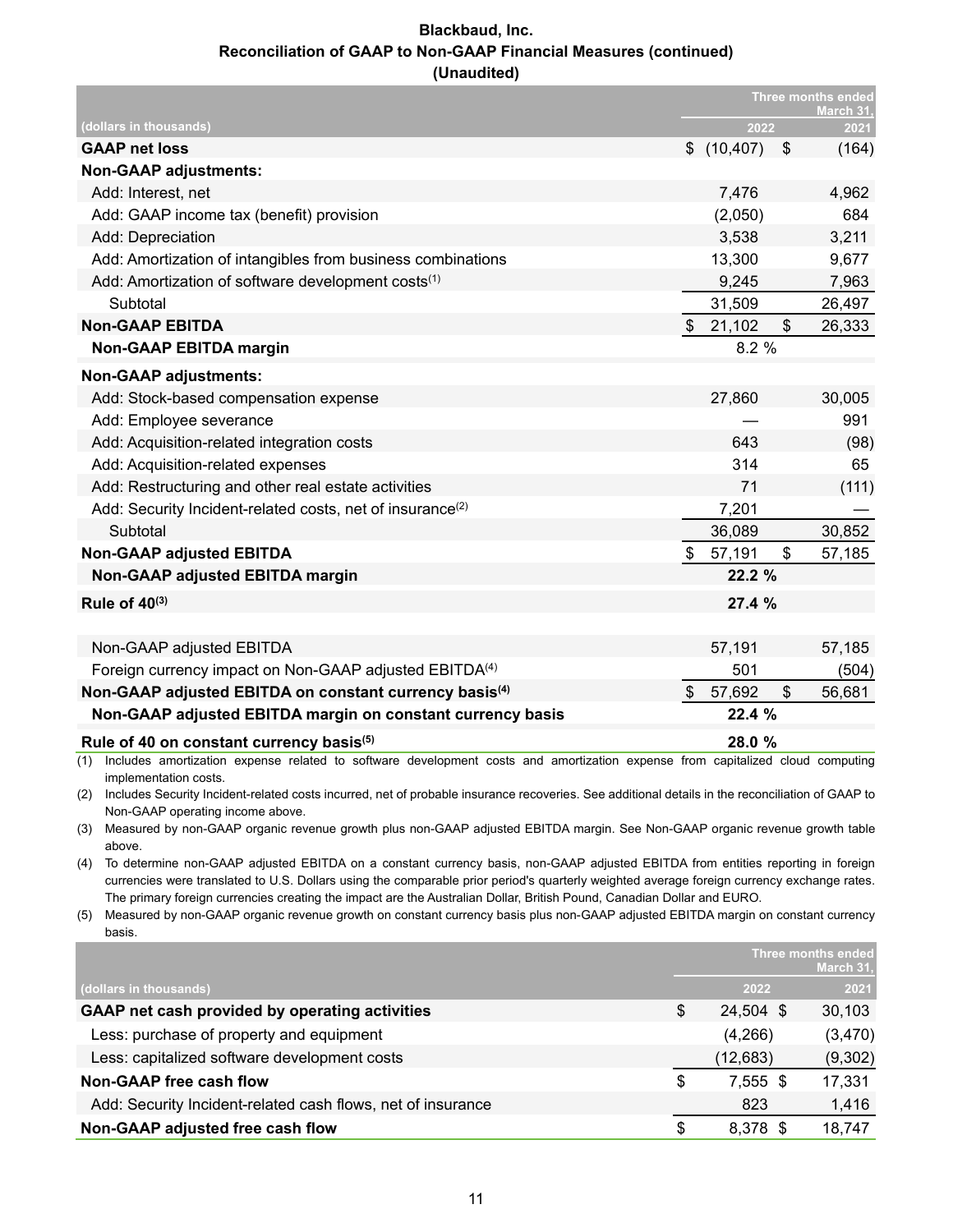# Blackbaud, Inc.
## Reconciliation of GAAP to Non-GAAP Financial Measures (continued)
### (Unaudited)

| (dollars in thousands) | Three months ended March 31, 2022 | 2021 |
|---|---|---|
| **GAAP net loss** | $ (10,407) | $ (164) |
| **Non-GAAP adjustments:** | | |
| Add: Interest, net | 7,476 | 4,962 |
| Add: GAAP income tax (benefit) provision | (2,050) | 684 |
| Add: Depreciation | 3,538 | 3,211 |
| Add: Amortization of intangibles from business combinations | 13,300 | 9,677 |
| Add: Amortization of software development costs[(1)] | 9,245 | 7,963 |
| Subtotal | 31,509 | 26,497 |
| **Non-GAAP EBITDA** | $ 21,102 | $ 26,333 |
| **Non-GAAP EBITDA margin** | 8.2 % | |
| **Non-GAAP adjustments:** | | |
| Add: Stock-based compensation expense | 27,860 | 30,005 |
| Add: Employee severance | — | 991 |
| Add: Acquisition-related integration costs | 643 | (98) |
| Add: Acquisition-related expenses | 314 | 65 |
| Add: Restructuring and other real estate activities | 71 | (111) |
| Add: Security Incident-related costs, net of insurance[(2)] | 7,201 | — |
| Subtotal | 36,089 | 30,852 |
| **Non-GAAP adjusted EBITDA** | $ 57,191 | $ 57,185 |
| **Non-GAAP adjusted EBITDA margin** | **22.2 %** | |
| **Rule of 40[(3)]** | **27.4 %** | |
| | | |
| Non-GAAP adjusted EBITDA | 57,191 | 57,185 |
| Foreign currency impact on Non-GAAP adjusted EBITDA[(4)] | 501 | (504) |
| **Non-GAAP adjusted EBITDA on constant currency basis[(4)]** | $ 57,692 | $ 56,681 |
| **Non-GAAP adjusted EBITDA margin on constant currency basis** | **22.4 %** | |
| **Rule of 40 on constant currency basis[(5)]** | **28.0 %** | |

(1) Includes amortization expense related to software development costs and amortization expense from capitalized cloud computing implementation costs.

(2) Includes Security Incident-related costs incurred, net of probable insurance recoveries. See additional details in the reconciliation of GAAP to Non-GAAP operating income above.

(3) Measured by non-GAAP organic revenue growth plus non-GAAP adjusted EBITDA margin. See Non-GAAP organic revenue growth table above.

(4) To determine non-GAAP adjusted EBITDA on a constant currency basis, non-GAAP adjusted EBITDA from entities reporting in foreign currencies were translated to U.S. Dollars using the comparable prior period's quarterly weighted average foreign currency exchange rates. The primary foreign currencies creating the impact are the Australian Dollar, British Pound, Canadian Dollar and EURO.

(5) Measured by non-GAAP organic revenue growth on constant currency basis plus non-GAAP adjusted EBITDA margin on constant currency basis.

| (dollars in thousands) | Three months ended March 31, 2022 | 2021 |
|---|---|---|
| **GAAP net cash provided by operating activities** | $ 24,504 | $ 30,103 |
| Less: purchase of property and equipment | (4,266) | (3,470) |
| Less: capitalized software development costs | (12,683) | (9,302) |
| **Non-GAAP free cash flow** | $ 7,555 | $ 17,331 |
| Add: Security Incident-related cash flows, net of insurance | 823 | 1,416 |
| **Non-GAAP adjusted free cash flow** | $ 8,378 | $ 18,747 |